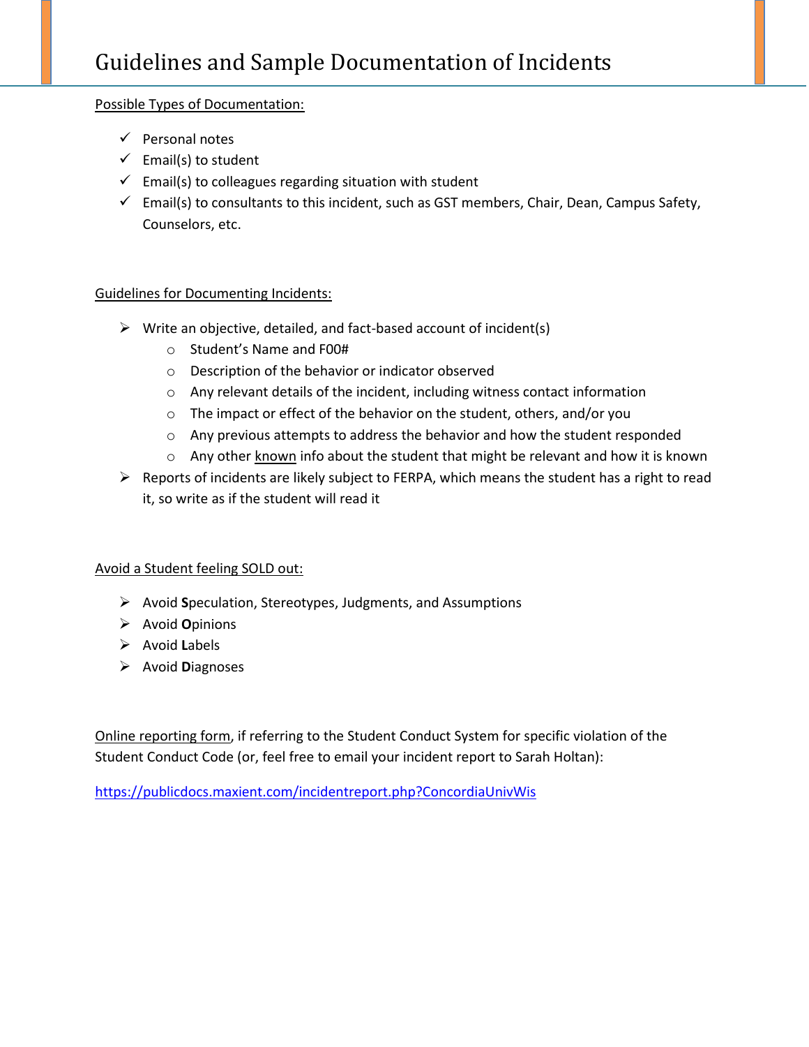# Guidelines and Sample Documentation of Incidents

Possible Types of Documentation:

- Personal notes
- Email(s) to student
- Email(s) to colleagues regarding situation with student
- Email(s) to consultants to this incident, such as GST members, Chair, Dean, Campus Safety, Counselors, etc.

Guidelines for Documenting Incidents:

- Write an objective, detailed, and fact-based account of incident(s)
  - Student's Name and F00#
  - Description of the behavior or indicator observed
  - Any relevant details of the incident, including witness contact information
  - The impact or effect of the behavior on the student, others, and/or you
  - Any previous attempts to address the behavior and how the student responded
  - Any other known info about the student that might be relevant and how it is known
- Reports of incidents are likely subject to FERPA, which means the student has a right to read it, so write as if the student will read it

Avoid a Student feeling SOLD out:

- Avoid **S**peculation, Stereotypes, Judgments, and Assumptions
- Avoid **O**pinions
- Avoid **L**abels
- Avoid **D**iagnoses

Online reporting form, if referring to the Student Conduct System for specific violation of the Student Conduct Code (or, feel free to email your incident report to Sarah Holtan):

https://publicdocs.maxient.com/incidentreport.php?ConcordiaUnivWis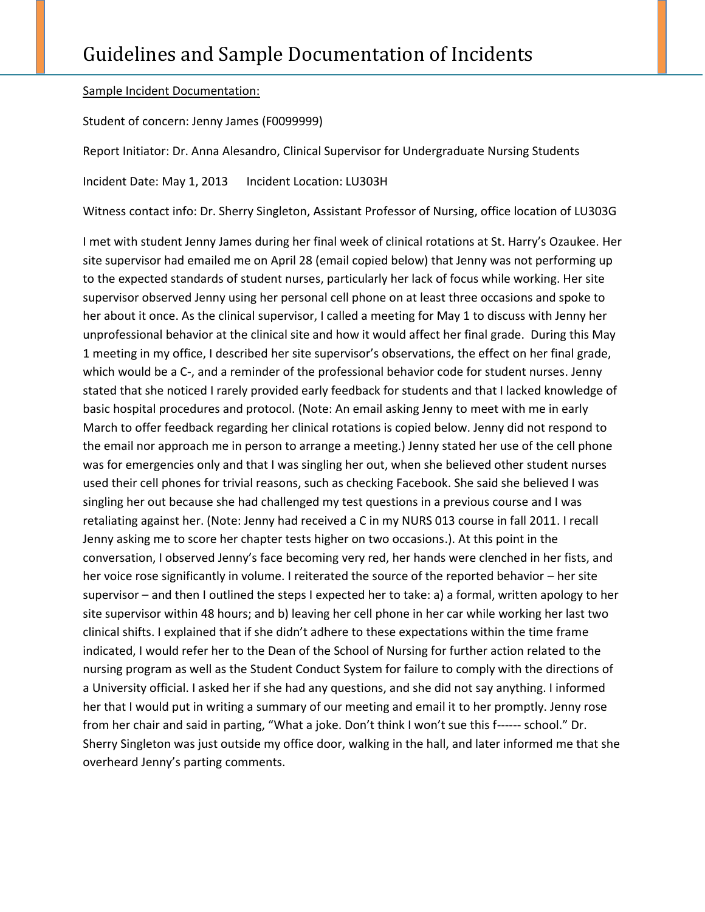# Guidelines and Sample Documentation of Incidents

Sample Incident Documentation:

Student of concern: Jenny James (F0099999)

Report Initiator: Dr. Anna Alesandro, Clinical Supervisor for Undergraduate Nursing Students

Incident Date: May 1, 2013 Incident Location: LU303H

Witness contact info: Dr. Sherry Singleton, Assistant Professor of Nursing, office location of LU303G

I met with student Jenny James during her final week of clinical rotations at St. Harry's Ozaukee. Her site supervisor had emailed me on April 28 (email copied below) that Jenny was not performing up to the expected standards of student nurses, particularly her lack of focus while working. Her site supervisor observed Jenny using her personal cell phone on at least three occasions and spoke to her about it once. As the clinical supervisor, I called a meeting for May 1 to discuss with Jenny her unprofessional behavior at the clinical site and how it would affect her final grade. During this May 1 meeting in my office, I described her site supervisor's observations, the effect on her final grade, which would be a C-, and a reminder of the professional behavior code for student nurses. Jenny stated that she noticed I rarely provided early feedback for students and that I lacked knowledge of basic hospital procedures and protocol. (Note: An email asking Jenny to meet with me in early March to offer feedback regarding her clinical rotations is copied below. Jenny did not respond to the email nor approach me in person to arrange a meeting.) Jenny stated her use of the cell phone was for emergencies only and that I was singling her out, when she believed other student nurses used their cell phones for trivial reasons, such as checking Facebook. She said she believed I was singling her out because she had challenged my test questions in a previous course and I was retaliating against her. (Note: Jenny had received a C in my NURS 013 course in fall 2011. I recall Jenny asking me to score her chapter tests higher on two occasions.). At this point in the conversation, I observed Jenny's face becoming very red, her hands were clenched in her fists, and her voice rose significantly in volume. I reiterated the source of the reported behavior – her site supervisor – and then I outlined the steps I expected her to take: a) a formal, written apology to her site supervisor within 48 hours; and b) leaving her cell phone in her car while working her last two clinical shifts. I explained that if she didn't adhere to these expectations within the time frame indicated, I would refer her to the Dean of the School of Nursing for further action related to the nursing program as well as the Student Conduct System for failure to comply with the directions of a University official. I asked her if she had any questions, and she did not say anything. I informed her that I would put in writing a summary of our meeting and email it to her promptly. Jenny rose from her chair and said in parting, "What a joke. Don't think I won't sue this f------ school." Dr. Sherry Singleton was just outside my office door, walking in the hall, and later informed me that she overheard Jenny's parting comments.